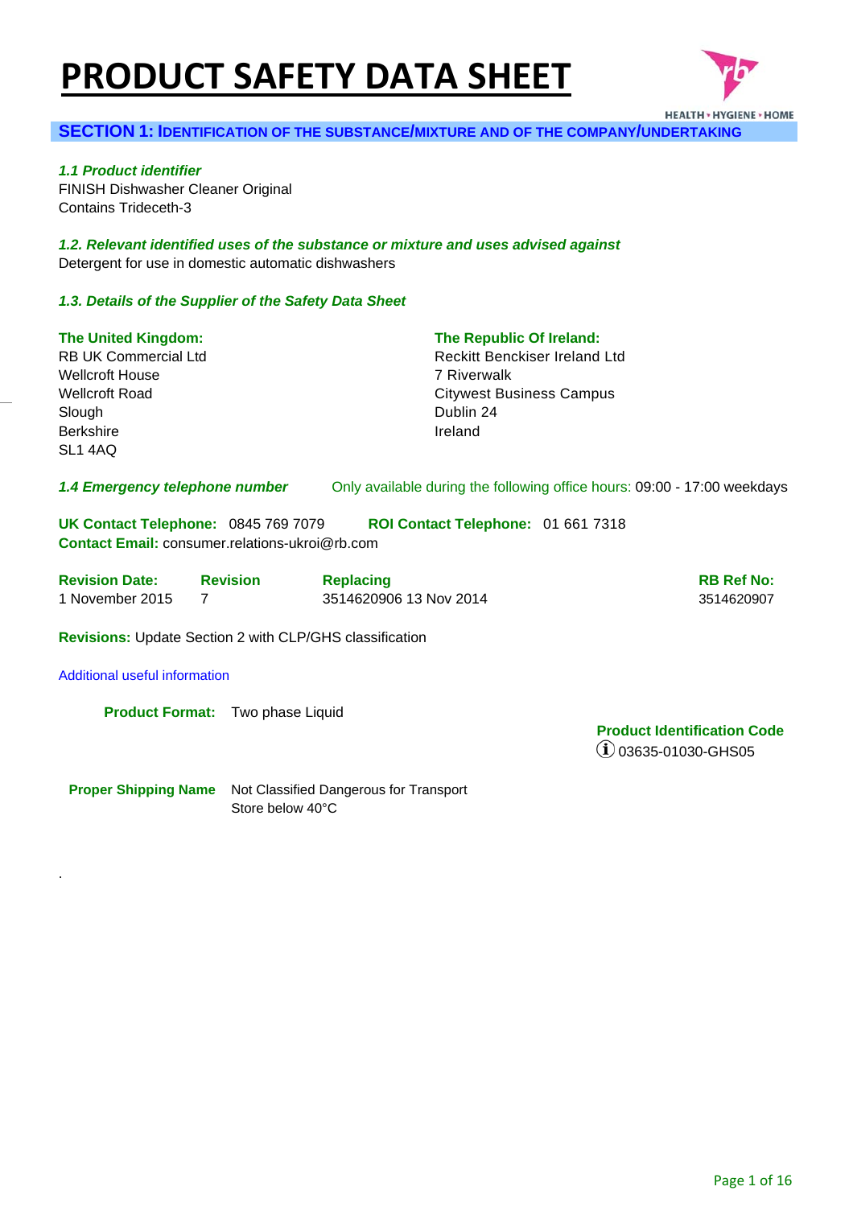# PRODUCT SAFETY DATA SHEET

HEALTH • HYGIENE • HOME

## SECTION 1: IDENTIFICATION OF THE SUBSTANCE/MIXTURE AND OF THE COMPANY/UNDERTAKING

### *1.1 Product identifier*

FINISH Dishwasher Cleaner Original
Contains Trideceth-3

### *1.2. Relevant identified uses of the substance or mixture and uses advised against*

Detergent for use in domestic automatic dishwashers

### *1.3. Details of the Supplier of the Safety Data Sheet*

**The United Kingdom:**
RB UK Commercial Ltd
Wellcroft House
Wellcroft Road
Slough
Berkshire
SL1 4AQ

**The Republic Of Ireland:**
Reckitt Benckiser Ireland Ltd
7 Riverwalk
Citywest Business Campus
Dublin 24
Ireland

***1.4 Emergency telephone number*** Only available during the following office hours: 09:00 - 17:00 weekdays

**UK Contact Telephone:** 0845 769 7079 **ROI Contact Telephone:** 01 661 7318
**Contact Email:** consumer.relations-ukroi@rb.com

| Revision Date: | Revision | Replacing | RB Ref No: |
|---|---|---|---|
| 1 November 2015 | 7 | 3514620906 13 Nov 2014 | 3514620907 |

**Revisions:** Update Section 2 with CLP/GHS classification

Additional useful information

**Product Format:** Two phase Liquid

**Product Identification Code**
03635-01030-GHS05

**Proper Shipping Name** Not Classified Dangerous for Transport
Store below 40°C

.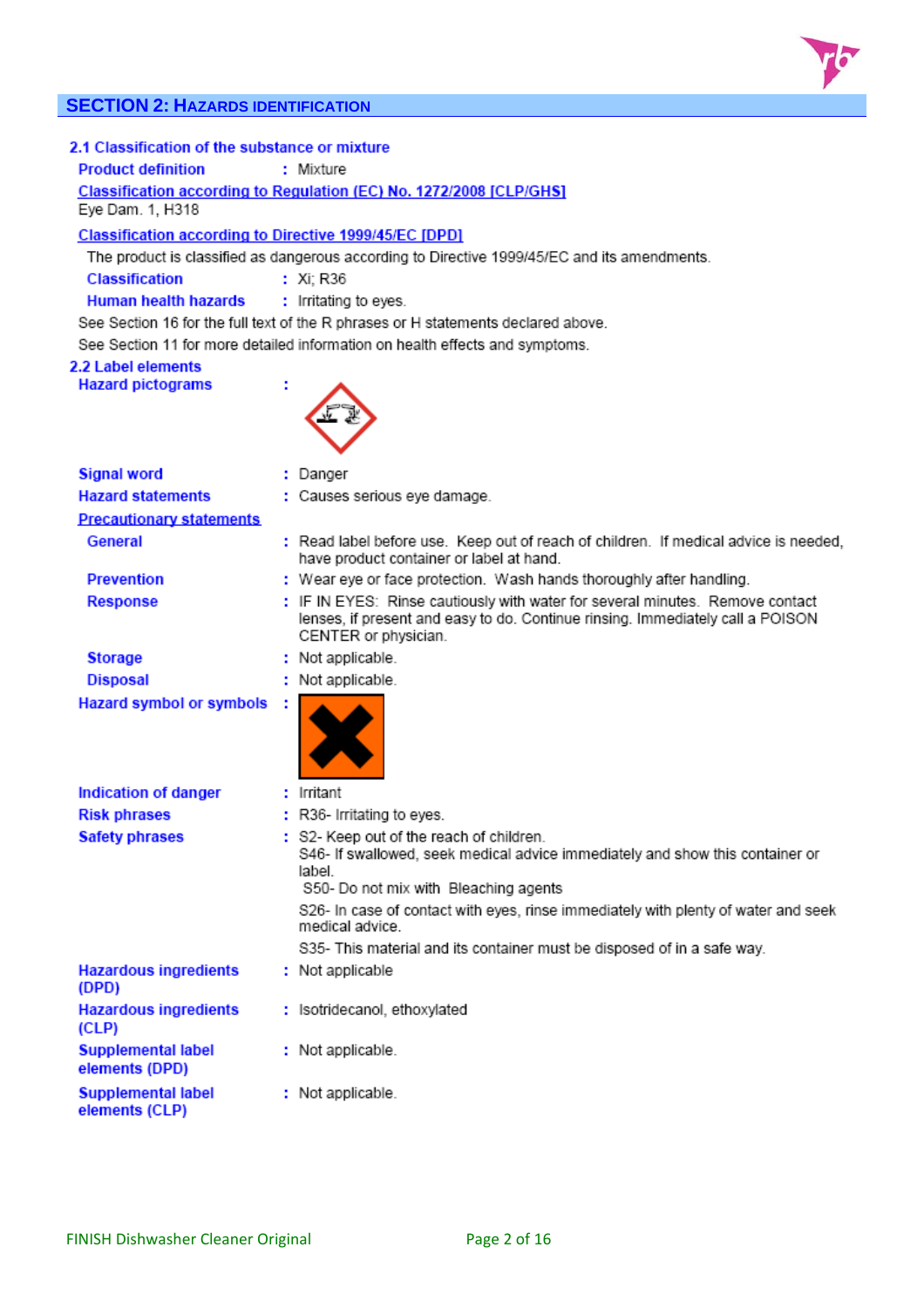## SECTION 2: HAZARDS IDENTIFICATION

### 2.1 Classification of the substance or mixture

**Product definition** : Mixture

**Classification according to Regulation (EC) No. 1272/2008 [CLP/GHS]**

Eye Dam. 1, H318

**Classification according to Directive 1999/45/EC [DPD]**

The product is classified as dangerous according to Directive 1999/45/EC and its amendments.

**Classification** : Xi; R36

**Human health hazards** : Irritating to eyes.

See Section 16 for the full text of the R phrases or H statements declared above.

See Section 11 for more detailed information on health effects and symptoms.

### 2.2 Label elements

**Hazard pictograms** :

**Signal word** : Danger

**Hazard statements** : Causes serious eye damage.

**Precautionary statements**

**General** : Read label before use. Keep out of reach of children. If medical advice is needed, have product container or label at hand.

**Prevention** : Wear eye or face protection. Wash hands thoroughly after handling.

**Response** : IF IN EYES: Rinse cautiously with water for several minutes. Remove contact lenses, if present and easy to do. Continue rinsing. Immediately call a POISON CENTER or physician.

**Storage** : Not applicable.

**Disposal** : Not applicable.

**Hazard symbol or symbols** :

**Indication of danger** : Irritant

**Risk phrases** : R36- Irritating to eyes.

**Safety phrases** : S2- Keep out of the reach of children.
S46- If swallowed, seek medical advice immediately and show this container or label.
S50- Do not mix with Bleaching agents
S26- In case of contact with eyes, rinse immediately with plenty of water and seek medical advice.
S35- This material and its container must be disposed of in a safe way.

**Hazardous ingredients (DPD)** : Not applicable

**Hazardous ingredients (CLP)** : Isotridecanol, ethoxylated

**Supplemental label elements (DPD)** : Not applicable.

**Supplemental label elements (CLP)** : Not applicable.

FINISH Dishwasher Cleaner Original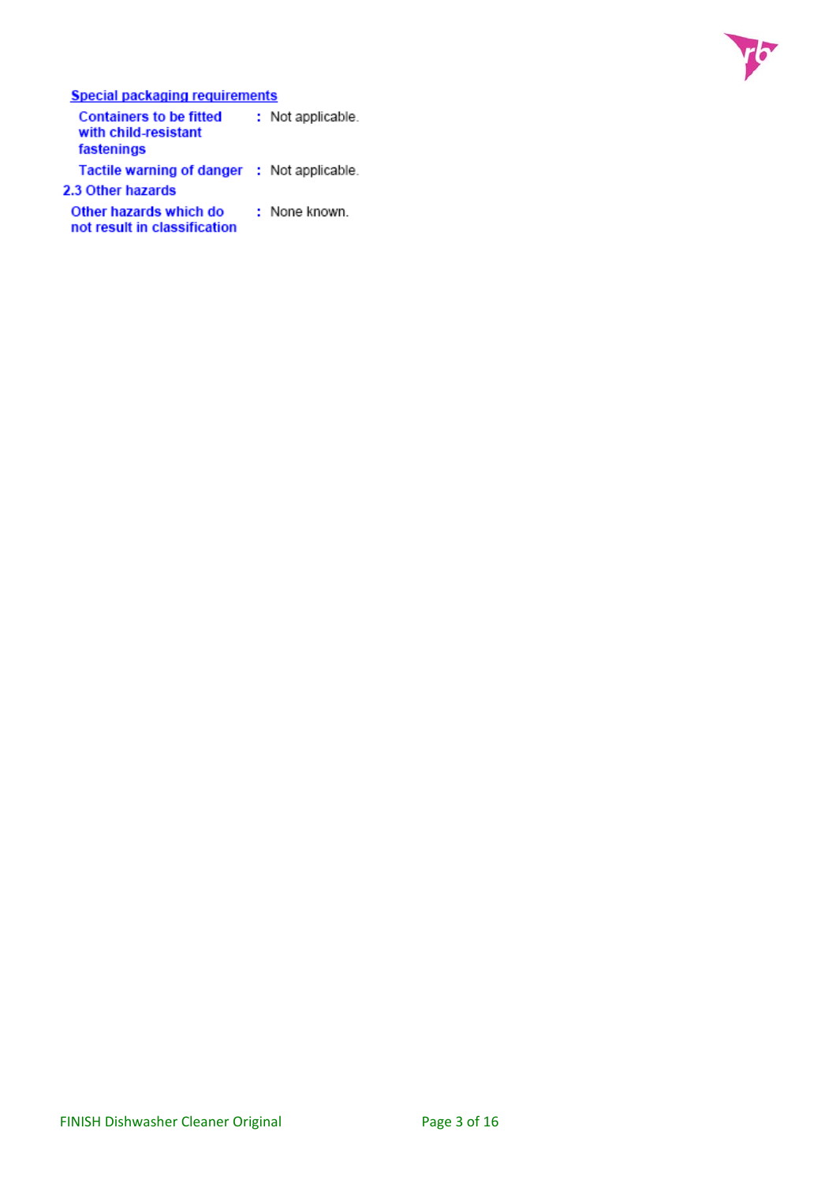**Special packaging requirements**

| | | |
|---|---|---|
| Containers to be fitted with child-resistant fastenings | : | Not applicable. |
| Tactile warning of danger | : | Not applicable. |

### 2.3 Other hazards

| | | |
|---|---|---|
| Other hazards which do not result in classification | : | None known. |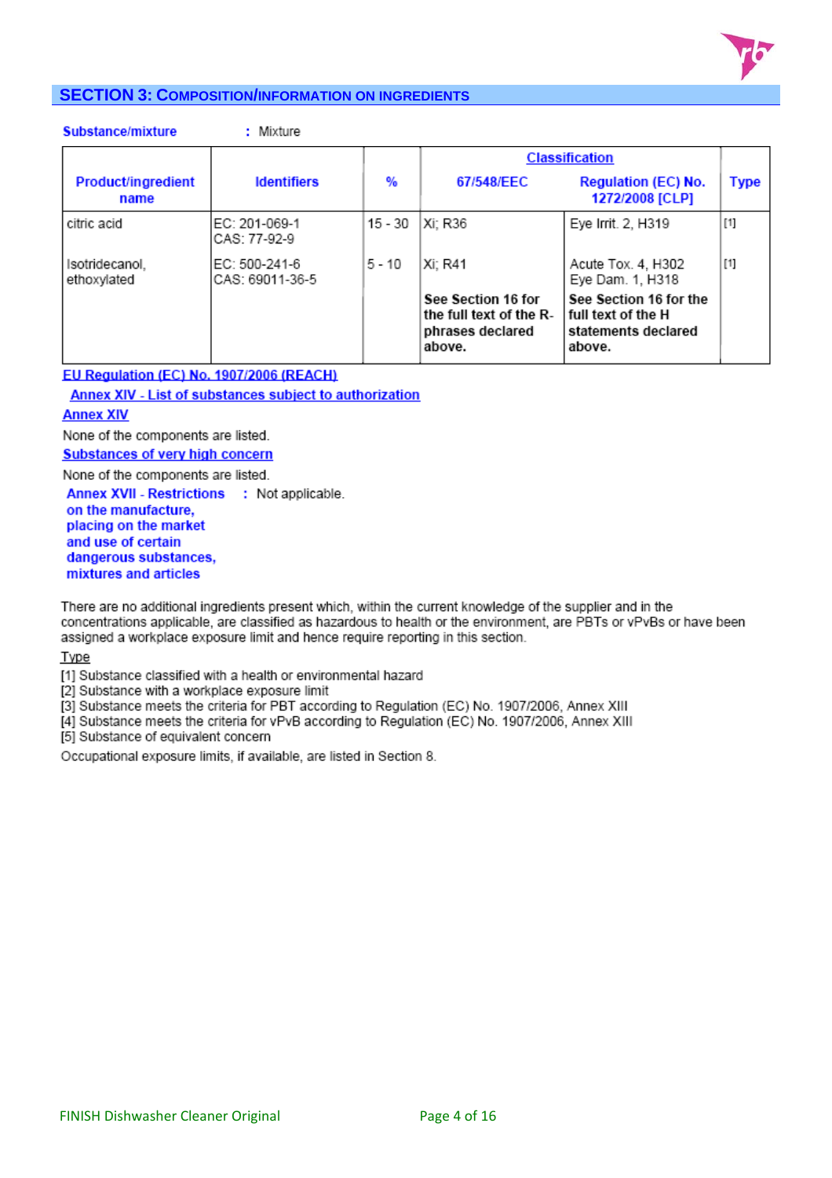## SECTION 3: COMPOSITION/INFORMATION ON INGREDIENTS

**Substance/mixture** : Mixture

| Product/ingredient name | Identifiers | % | Classification | | Type |
|---|---|---|---|---|---|
| | | | 67/548/EEC | Regulation (EC) No. 1272/2008 [CLP] | |
| citric acid | EC: 201-069-1<br>CAS: 77-92-9 | 15 - 30 | Xi; R36 | Eye Irrit. 2, H319 | [1] |
| Isotridecanol, ethoxylated | EC: 500-241-6<br>CAS: 69011-36-5 | 5 - 10 | Xi; R41 | Acute Tox. 4, H302<br>Eye Dam. 1, H318 | [1] |
| | | | **See Section 16 for the full text of the R-phrases declared above.** | **See Section 16 for the full text of the H statements declared above.** | |

**EU Regulation (EC) No. 1907/2006 (REACH)**

**Annex XIV - List of substances subject to authorization**

**Annex XIV**

None of the components are listed.

**Substances of very high concern**

None of the components are listed.

**Annex XVII - Restrictions on the manufacture, placing on the market and use of certain dangerous substances, mixtures and articles** : Not applicable.

There are no additional ingredients present which, within the current knowledge of the supplier and in the concentrations applicable, are classified as hazardous to health or the environment, are PBTs or vPvBs or have been assigned a workplace exposure limit and hence require reporting in this section.

Type

[1] Substance classified with a health or environmental hazard
[2] Substance with a workplace exposure limit
[3] Substance meets the criteria for PBT according to Regulation (EC) No. 1907/2006, Annex XIII
[4] Substance meets the criteria for vPvB according to Regulation (EC) No. 1907/2006, Annex XIII
[5] Substance of equivalent concern

Occupational exposure limits, if available, are listed in Section 8.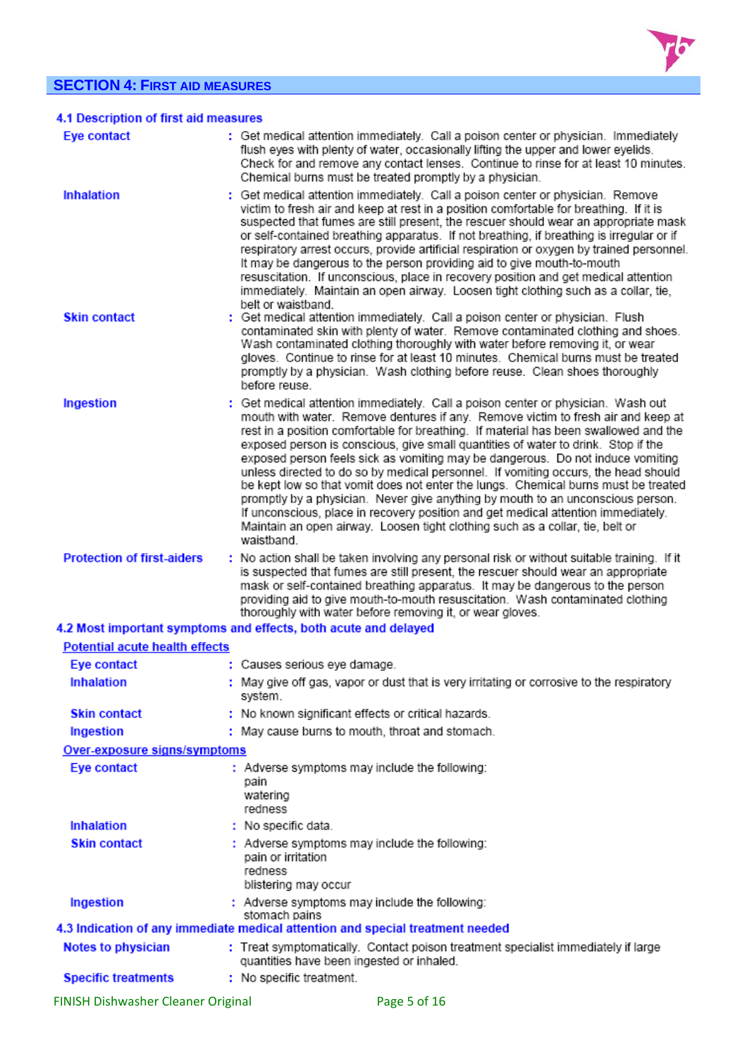## SECTION 4: First aid measures

### 4.1 Description of first aid measures

**Eye contact** : Get medical attention immediately. Call a poison center or physician. Immediately flush eyes with plenty of water, occasionally lifting the upper and lower eyelids. Check for and remove any contact lenses. Continue to rinse for at least 10 minutes. Chemical burns must be treated promptly by a physician.

**Inhalation** : Get medical attention immediately. Call a poison center or physician. Remove victim to fresh air and keep at rest in a position comfortable for breathing. If it is suspected that fumes are still present, the rescuer should wear an appropriate mask or self-contained breathing apparatus. If not breathing, if breathing is irregular or if respiratory arrest occurs, provide artificial respiration or oxygen by trained personnel. It may be dangerous to the person providing aid to give mouth-to-mouth resuscitation. If unconscious, place in recovery position and get medical attention immediately. Maintain an open airway. Loosen tight clothing such as a collar, tie, belt or waistband.

**Skin contact** : Get medical attention immediately. Call a poison center or physician. Flush contaminated skin with plenty of water. Remove contaminated clothing and shoes. Wash contaminated clothing thoroughly with water before removing it, or wear gloves. Continue to rinse for at least 10 minutes. Chemical burns must be treated promptly by a physician. Wash clothing before reuse. Clean shoes thoroughly before reuse.

**Ingestion** : Get medical attention immediately. Call a poison center or physician. Wash out mouth with water. Remove dentures if any. Remove victim to fresh air and keep at rest in a position comfortable for breathing. If material has been swallowed and the exposed person is conscious, give small quantities of water to drink. Stop if the exposed person feels sick as vomiting may be dangerous. Do not induce vomiting unless directed to do so by medical personnel. If vomiting occurs, the head should be kept low so that vomit does not enter the lungs. Chemical burns must be treated promptly by a physician. Never give anything by mouth to an unconscious person. If unconscious, place in recovery position and get medical attention immediately. Maintain an open airway. Loosen tight clothing such as a collar, tie, belt or waistband.

**Protection of first-aiders** : No action shall be taken involving any personal risk or without suitable training. If it is suspected that fumes are still present, the rescuer should wear an appropriate mask or self-contained breathing apparatus. It may be dangerous to the person providing aid to give mouth-to-mouth resuscitation. Wash contaminated clothing thoroughly with water before removing it, or wear gloves.

### 4.2 Most important symptoms and effects, both acute and delayed

**Potential acute health effects**

**Eye contact** : Causes serious eye damage.

**Inhalation** : May give off gas, vapor or dust that is very irritating or corrosive to the respiratory system.

**Skin contact** : No known significant effects or critical hazards.

**Ingestion** : May cause burns to mouth, throat and stomach.

**Over-exposure signs/symptoms**

**Eye contact** : Adverse symptoms may include the following:
pain
watering
redness

**Inhalation** : No specific data.

**Skin contact** : Adverse symptoms may include the following:
pain or irritation
redness
blistering may occur

**Ingestion** : Adverse symptoms may include the following:
stomach pains

### 4.3 Indication of any immediate medical attention and special treatment needed

**Notes to physician** : Treat symptomatically. Contact poison treatment specialist immediately if large quantities have been ingested or inhaled.

**Specific treatments** : No specific treatment.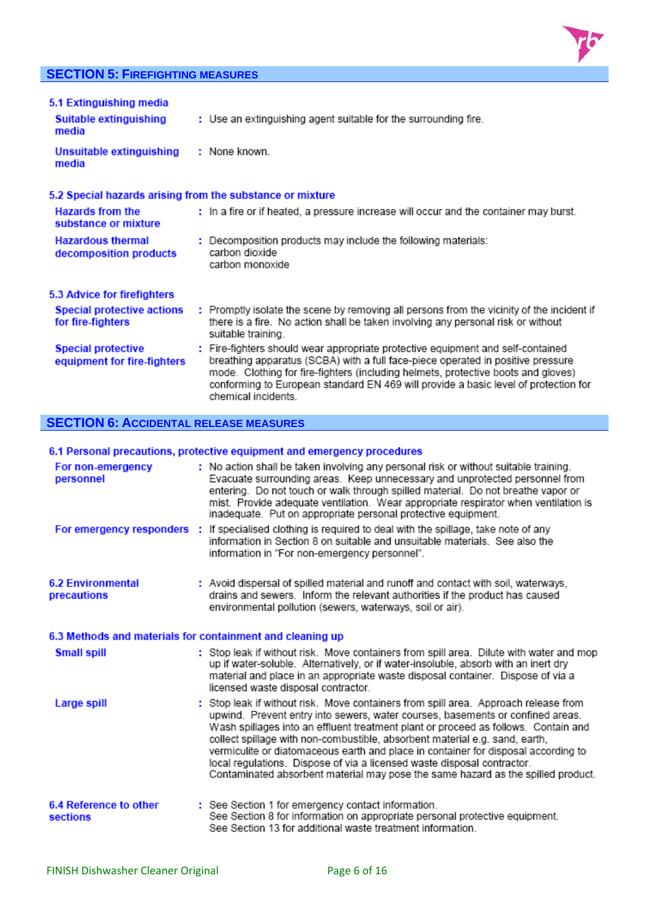## SECTION 5: FIREFIGHTING MEASURES

### 5.1 Extinguishing media

**Suitable extinguishing media** : Use an extinguishing agent suitable for the surrounding fire.

**Unsuitable extinguishing media** : None known.

### 5.2 Special hazards arising from the substance or mixture

**Hazards from the substance or mixture** : In a fire or if heated, a pressure increase will occur and the container may burst.

**Hazardous thermal decomposition products** : Decomposition products may include the following materials:
carbon dioxide
carbon monoxide

### 5.3 Advice for firefighters

**Special protective actions for fire-fighters** : Promptly isolate the scene by removing all persons from the vicinity of the incident if there is a fire. No action shall be taken involving any personal risk or without suitable training.

**Special protective equipment for fire-fighters** : Fire-fighters should wear appropriate protective equipment and self-contained breathing apparatus (SCBA) with a full face-piece operated in positive pressure mode. Clothing for fire-fighters (including helmets, protective boots and gloves) conforming to European standard EN 469 will provide a basic level of protection for chemical incidents.

## SECTION 6: ACCIDENTAL RELEASE MEASURES

### 6.1 Personal precautions, protective equipment and emergency procedures

**For non-emergency personnel** : No action shall be taken involving any personal risk or without suitable training. Evacuate surrounding areas. Keep unnecessary and unprotected personnel from entering. Do not touch or walk through spilled material. Do not breathe vapor or mist. Provide adequate ventilation. Wear appropriate respirator when ventilation is inadequate. Put on appropriate personal protective equipment.

**For emergency responders** : If specialised clothing is required to deal with the spillage, take note of any information in Section 8 on suitable and unsuitable materials. See also the information in "For non-emergency personnel".

### 6.2 Environmental precautions

: Avoid dispersal of spilled material and runoff and contact with soil, waterways, drains and sewers. Inform the relevant authorities if the product has caused environmental pollution (sewers, waterways, soil or air).

### 6.3 Methods and materials for containment and cleaning up

**Small spill** : Stop leak if without risk. Move containers from spill area. Dilute with water and mop up if water-soluble. Alternatively, or if water-insoluble, absorb with an inert dry material and place in an appropriate waste disposal container. Dispose of via a licensed waste disposal contractor.

**Large spill** : Stop leak if without risk. Move containers from spill area. Approach release from upwind. Prevent entry into sewers, water courses, basements or confined areas. Wash spillages into an effluent treatment plant or proceed as follows. Contain and collect spillage with non-combustible, absorbent material e.g. sand, earth, vermiculite or diatomaceous earth and place in container for disposal according to local regulations. Dispose of via a licensed waste disposal contractor. Contaminated absorbent material may pose the same hazard as the spilled product.

### 6.4 Reference to other sections

: See Section 1 for emergency contact information.
See Section 8 for information on appropriate personal protective equipment.
See Section 13 for additional waste treatment information.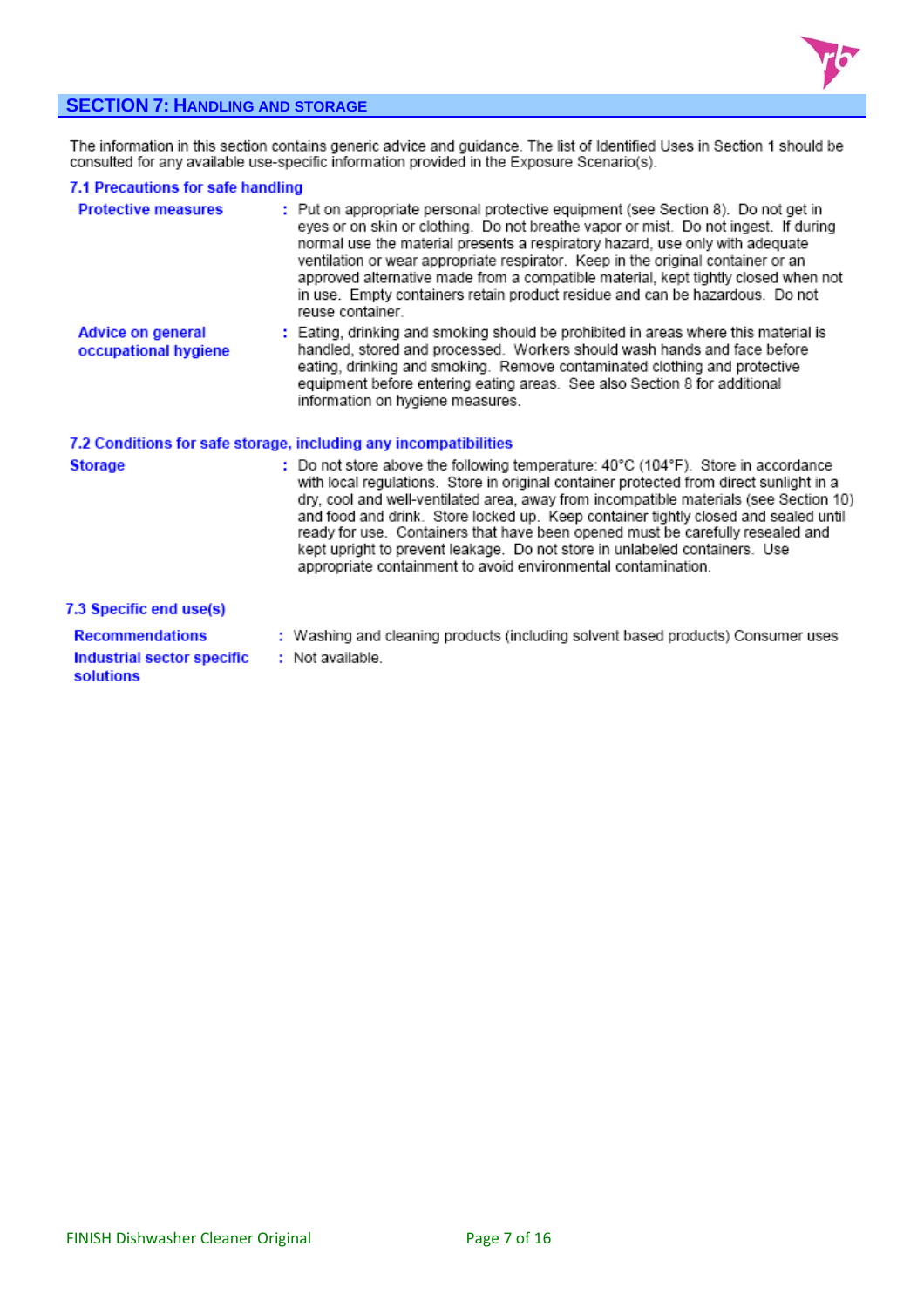## SECTION 7: HANDLING AND STORAGE

The information in this section contains generic advice and guidance. The list of Identified Uses in Section 1 should be consulted for any available use-specific information provided in the Exposure Scenario(s).

### 7.1 Precautions for safe handling

**Protective measures** : Put on appropriate personal protective equipment (see Section 8). Do not get in eyes or on skin or clothing. Do not breathe vapor or mist. Do not ingest. If during normal use the material presents a respiratory hazard, use only with adequate ventilation or wear appropriate respirator. Keep in the original container or an approved alternative made from a compatible material, kept tightly closed when not in use. Empty containers retain product residue and can be hazardous. Do not reuse container.

**Advice on general occupational hygiene** : Eating, drinking and smoking should be prohibited in areas where this material is handled, stored and processed. Workers should wash hands and face before eating, drinking and smoking. Remove contaminated clothing and protective equipment before entering eating areas. See also Section 8 for additional information on hygiene measures.

### 7.2 Conditions for safe storage, including any incompatibilities

**Storage** : Do not store above the following temperature: 40°C (104°F). Store in accordance with local regulations. Store in original container protected from direct sunlight in a dry, cool and well-ventilated area, away from incompatible materials (see Section 10) and food and drink. Store locked up. Keep container tightly closed and sealed until ready for use. Containers that have been opened must be carefully resealed and kept upright to prevent leakage. Do not store in unlabeled containers. Use appropriate containment to avoid environmental contamination.

### 7.3 Specific end use(s)

**Recommendations** : Washing and cleaning products (including solvent based products) Consumer uses

**Industrial sector specific solutions** : Not available.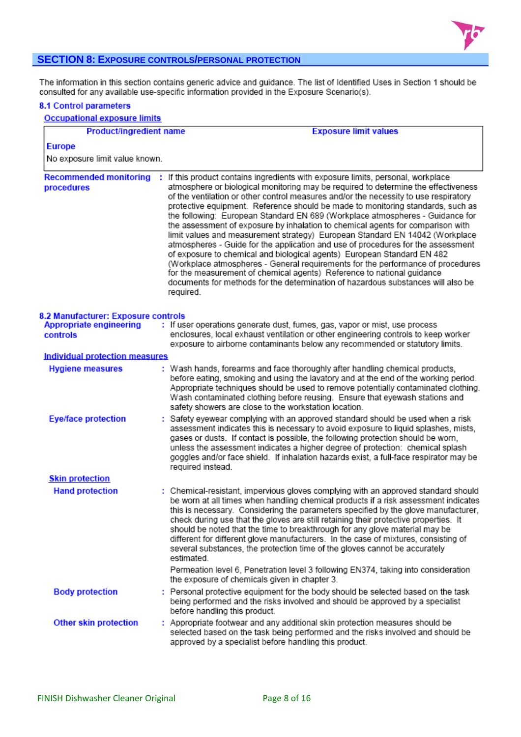## SECTION 8: EXPOSURE CONTROLS/PERSONAL PROTECTION

The information in this section contains generic advice and guidance. The list of Identified Uses in Section 1 should be consulted for any available use-specific information provided in the Exposure Scenario(s).

### 8.1 Control parameters

**Occupational exposure limits**

| Product/ingredient name | Exposure limit values |
|---|---|
| **Europe** | |
| No exposure limit value known. | |

**Recommended monitoring procedures** : If this product contains ingredients with exposure limits, personal, workplace atmosphere or biological monitoring may be required to determine the effectiveness of the ventilation or other control measures and/or the necessity to use respiratory protective equipment. Reference should be made to monitoring standards, such as the following: European Standard EN 689 (Workplace atmospheres - Guidance for the assessment of exposure by inhalation to chemical agents for comparison with limit values and measurement strategy) European Standard EN 14042 (Workplace atmospheres - Guide for the application and use of procedures for the assessment of exposure to chemical and biological agents) European Standard EN 482 (Workplace atmospheres - General requirements for the performance of procedures for the measurement of chemical agents) Reference to national guidance documents for methods for the determination of hazardous substances will also be required.

### 8.2 Manufacturer: Exposure controls

**Appropriate engineering controls** : If user operations generate dust, fumes, gas, vapor or mist, use process enclosures, local exhaust ventilation or other engineering controls to keep worker exposure to airborne contaminants below any recommended or statutory limits.

**Individual protection measures**

**Hygiene measures** : Wash hands, forearms and face thoroughly after handling chemical products, before eating, smoking and using the lavatory and at the end of the working period. Appropriate techniques should be used to remove potentially contaminated clothing. Wash contaminated clothing before reusing. Ensure that eyewash stations and safety showers are close to the workstation location.

**Eye/face protection** : Safety eyewear complying with an approved standard should be used when a risk assessment indicates this is necessary to avoid exposure to liquid splashes, mists, gases or dusts. If contact is possible, the following protection should be worn, unless the assessment indicates a higher degree of protection: chemical splash goggles and/or face shield. If inhalation hazards exist, a full-face respirator may be required instead.

**Skin protection**

**Hand protection** : Chemical-resistant, impervious gloves complying with an approved standard should be worn at all times when handling chemical products if a risk assessment indicates this is necessary. Considering the parameters specified by the glove manufacturer, check during use that the gloves are still retaining their protective properties. It should be noted that the time to breakthrough for any glove material may be different for different glove manufacturers. In the case of mixtures, consisting of several substances, the protection time of the gloves cannot be accurately estimated.

Permeation level 6, Penetration level 3 following EN374, taking into consideration the exposure of chemicals given in chapter 3.

**Body protection** : Personal protective equipment for the body should be selected based on the task being performed and the risks involved and should be approved by a specialist before handling this product.

**Other skin protection** : Appropriate footwear and any additional skin protection measures should be selected based on the task being performed and the risks involved and should be approved by a specialist before handling this product.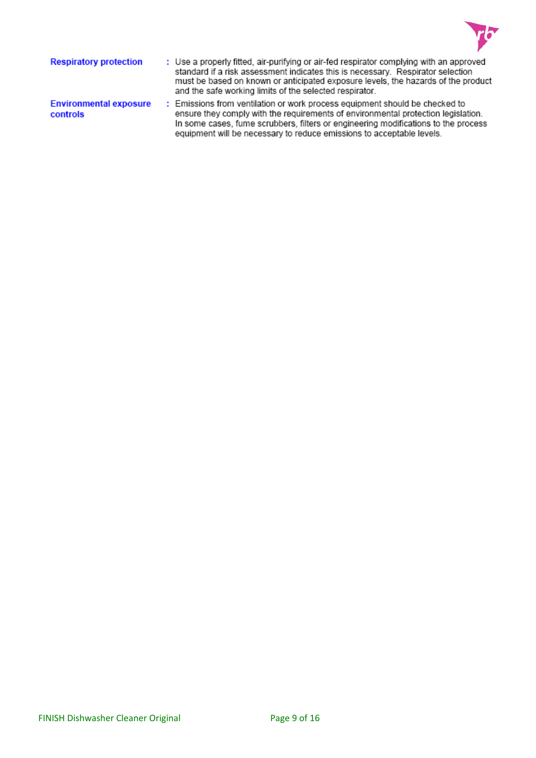**Respratory protection** : Use a properly fitted, air-purifying or air-fed respirator complying with an approved standard if a risk assessment indicates this is necessary. Respirator selection must be based on known or anticipated exposure levels, the hazards of the product and the safe working limits of the selected respirator.

**Environmental exposure controls** : Emissions from ventilation or work process equipment should be checked to ensure they comply with the requirements of environmental protection legislation. In some cases, fume scrubbers, filters or engineering modifications to the process equipment will be necessary to reduce emissions to acceptable levels.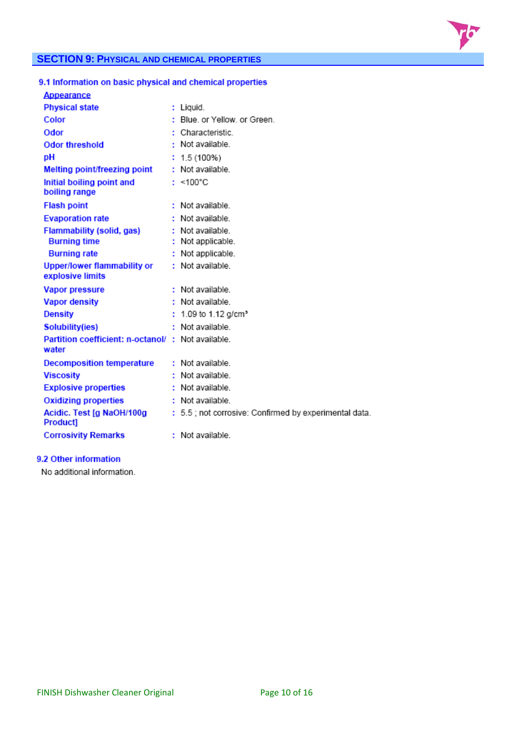## SECTION 9: PHYSICAL AND CHEMICAL PROPERTIES

### 9.1 Information on basic physical and chemical properties

**Appearance**

| | | |
|---|---|---|
| Physical state | : | Liquid. |
| Color | : | Blue. or Yellow. or Green. |
| Odor | : | Characteristic. |
| Odor threshold | : | Not available. |
| pH | : | 1.5 (100%) |
| Melting point/freezing point | : | Not available. |
| Initial boiling point and boiling range | : | <100°C |
| Flash point | : | Not available. |
| Evaporation rate | : | Not available. |
| Flammability (solid, gas) | : | Not available. |
| Burning time | : | Not applicable. |
| Burning rate | : | Not applicable. |
| Upper/lower flammability or explosive limits | : | Not available. |
| Vapor pressure | : | Not available. |
| Vapor density | : | Not available. |
| Density | : | 1.09 to 1.12 g/cm³ |
| Solubility(ies) | : | Not available. |
| Partition coefficient: n-octanol/ water | : | Not available. |
| Decomposition temperature | : | Not available. |
| Viscosity | : | Not available. |
| Explosive properties | : | Not available. |
| Oxidizing properties | : | Not available. |
| Acidic. Test [g NaOH/100g Product] | : | 5.5 ; not corrosive: Confirmed by experimental data. |
| Corrosivity Remarks | : | Not available. |

### 9.2 Other information

No additional information.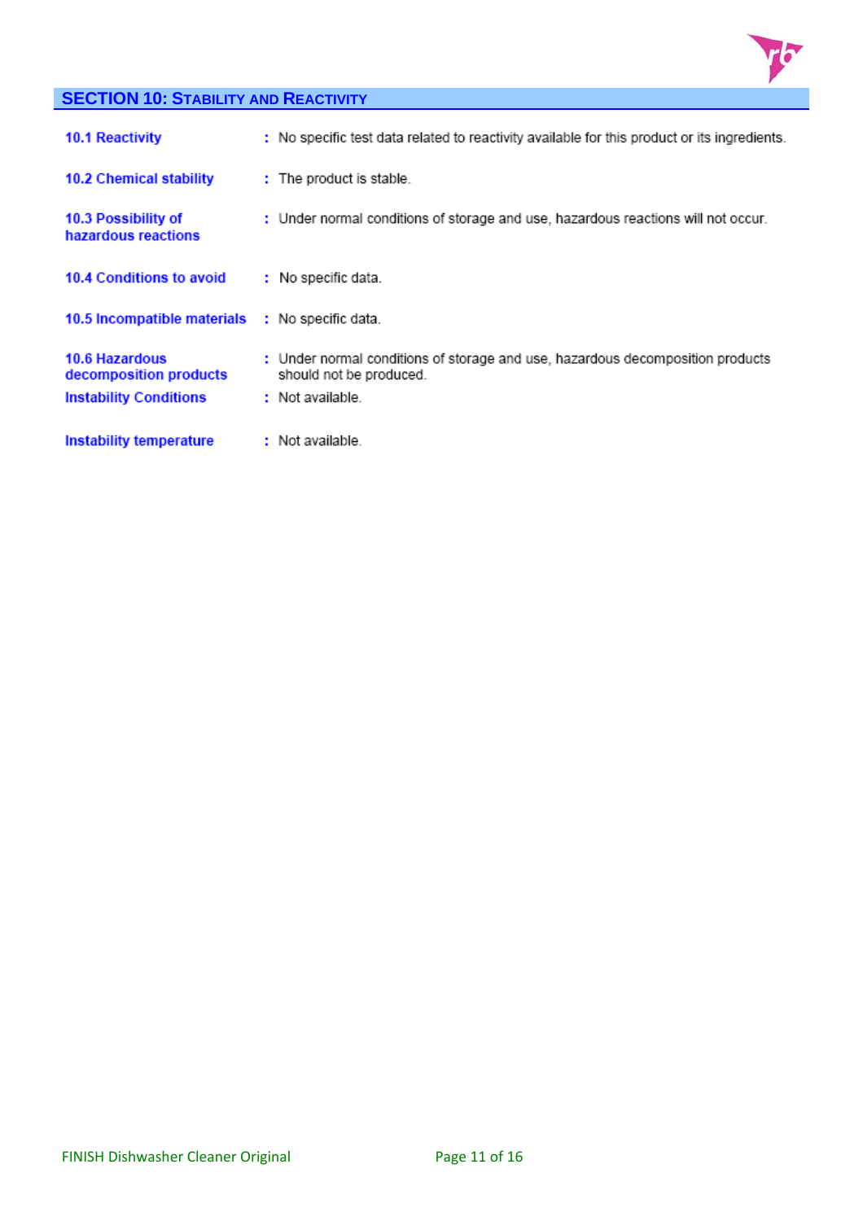## SECTION 10: STABILITY AND REACTIVITY

| | |
|---|---|
| **10.1 Reactivity** | : No specific test data related to reactivity available for this product or its ingredients. |
| **10.2 Chemical stability** | : The product is stable. |
| **10.3 Possibility of hazardous reactions** | : Under normal conditions of storage and use, hazardous reactions will not occur. |
| **10.4 Conditions to avoid** | : No specific data. |
| **10.5 Incompatible materials** | : No specific data. |
| **10.6 Hazardous decomposition products** | : Under normal conditions of storage and use, hazardous decomposition products should not be produced. |
| **Instability Conditions** | : Not available. |
| **Instability temperature** | : Not available. |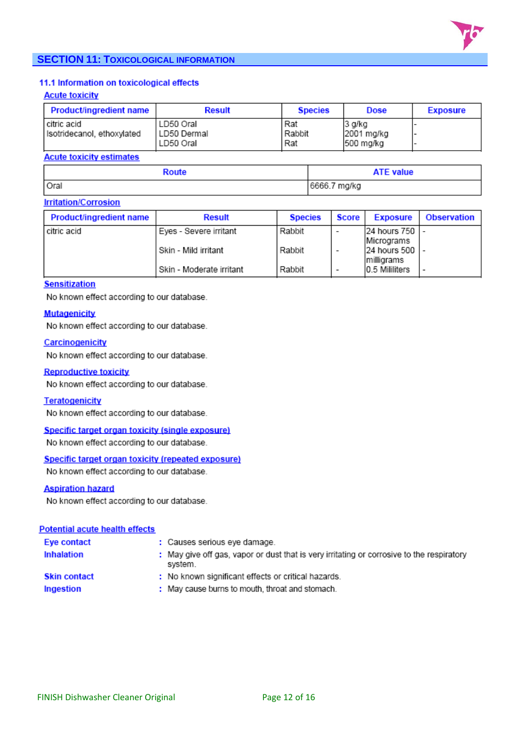## SECTION 11: TOXICOLOGICAL INFORMATION

### 11.1 Information on toxicological effects

**Acute toxicity**

| Product/ingredient name | Result | Species | Dose | Exposure |
|---|---|---|---|---|
| citric acid | LD50 Oral | Rat | 3 g/kg | - |
| Isotridecanol, ethoxylated | LD50 Dermal | Rabbit | 2001 mg/kg | - |
| | LD50 Oral | Rat | 500 mg/kg | - |

**Acute toxicity estimates**

| Route | ATE value |
|---|---|
| Oral | 6666.7 mg/kg |

**Irritation/Corrosion**

| Product/ingredient name | Result | Species | Score | Exposure | Observation |
|---|---|---|---|---|---|
| citric acid | Eyes - Severe irritant | Rabbit | - | 24 hours 750 Micrograms | - |
| | Skin - Mild irritant | Rabbit | - | 24 hours 500 milligrams | - |
| | Skin - Moderate irritant | Rabbit | - | 0.5 Mililiters | - |

**Sensitization**

No known effect according to our database.

**Mutagenicity**

No known effect according to our database.

**Carcinogenicity**

No known effect according to our database.

**Reproductive toxicity**

No known effect according to our database.

**Teratogenicity**

No known effect according to our database.

**Specific target organ toxicity (single exposure)**

No known effect according to our database.

**Specific target organ toxicity (repeated exposure)**

No known effect according to our database.

**Aspiration hazard**

No known effect according to our database.

**Potential acute health effects**

**Eye contact** : Causes serious eye damage.

**Inhalation** : May give off gas, vapor or dust that is very irritating or corrosive to the respiratory system.

**Skin contact** : No known significant effects or critical hazards.

**Ingestion** : May cause burns to mouth, throat and stomach.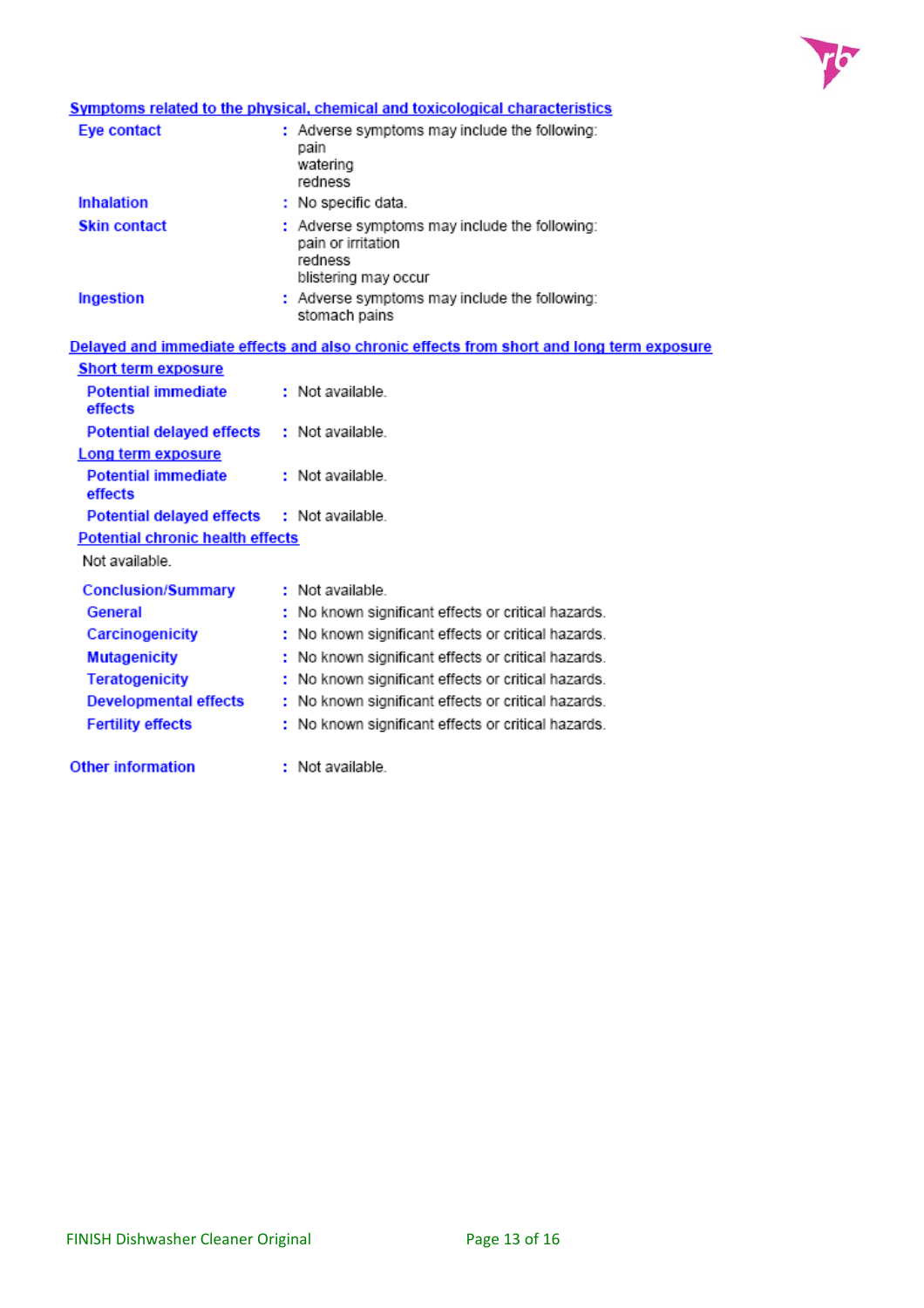## Symptoms related to the physical, chemical and toxicological characteristics

| | | |
|---|---|---|
| **Eye contact** | : | Adverse symptoms may include the following:<br>pain<br>watering<br>redness |
| **Inhalation** | : | No specific data. |
| **Skin contact** | : | Adverse symptoms may include the following:<br>pain or irritation<br>redness<br>blistering may occur |
| **Ingestion** | : | Adverse symptoms may include the following:<br>stomach pains |

## Delayed and immediate effects and also chronic effects from short and long term exposure

### Short term exposure

| | | |
|---|---|---|
| **Potential immediate effects** | : | Not available. |
| **Potential delayed effects** | : | Not available. |

### Long term exposure

| | | |
|---|---|---|
| **Potential immediate effects** | : | Not available. |
| **Potential delayed effects** | : | Not available. |

### Potential chronic health effects

Not available.

| | | |
|---|---|---|
| **Conclusion/Summary** | : | Not available. |
| **General** | : | No known significant effects or critical hazards. |
| **Carcinogenicity** | : | No known significant effects or critical hazards. |
| **Mutagenicity** | : | No known significant effects or critical hazards. |
| **Teratogenicity** | : | No known significant effects or critical hazards. |
| **Developmental effects** | : | No known significant effects or critical hazards. |
| **Fertility effects** | : | No known significant effects or critical hazards. |

| | | |
|---|---|---|
| **Other information** | : | Not available. |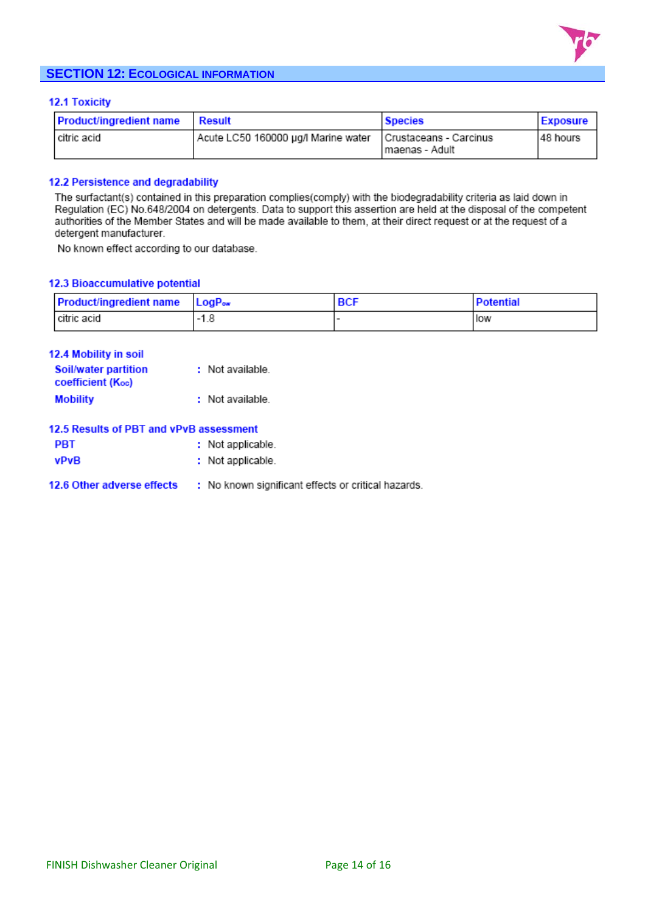## SECTION 12: ECOLOGICAL INFORMATION

### 12.1 Toxicity

| Product/ingredient name | Result | Species | Exposure |
|---|---|---|---|
| citric acid | Acute LC50 160000 µg/l Marine water | Crustaceans - Carcinus maenas - Adult | 48 hours |

### 12.2 Persistence and degradability

The surfactant(s) contained in this preparation complies(comply) with the biodegradability criteria as laid down in Regulation (EC) No.648/2004 on detergents. Data to support this assertion are held at the disposal of the competent authorities of the Member States and will be made available to them, at their direct request or at the request of a detergent manufacturer.

No known effect according to our database.

### 12.3 Bioaccumulative potential

| Product/ingredient name | $LogP_{ow}$ | BCF | Potential |
|---|---|---|---|
| citric acid | -1.8 | - | low |

### 12.4 Mobility in soil

**Soil/water partition coefficient ($K_{oc}$)** : Not available.

**Mobility** : Not available.

### 12.5 Results of PBT and vPvB assessment

**PBT** : Not applicable.

**vPvB** : Not applicable.

### 12.6 Other adverse effects

: No known significant effects or critical hazards.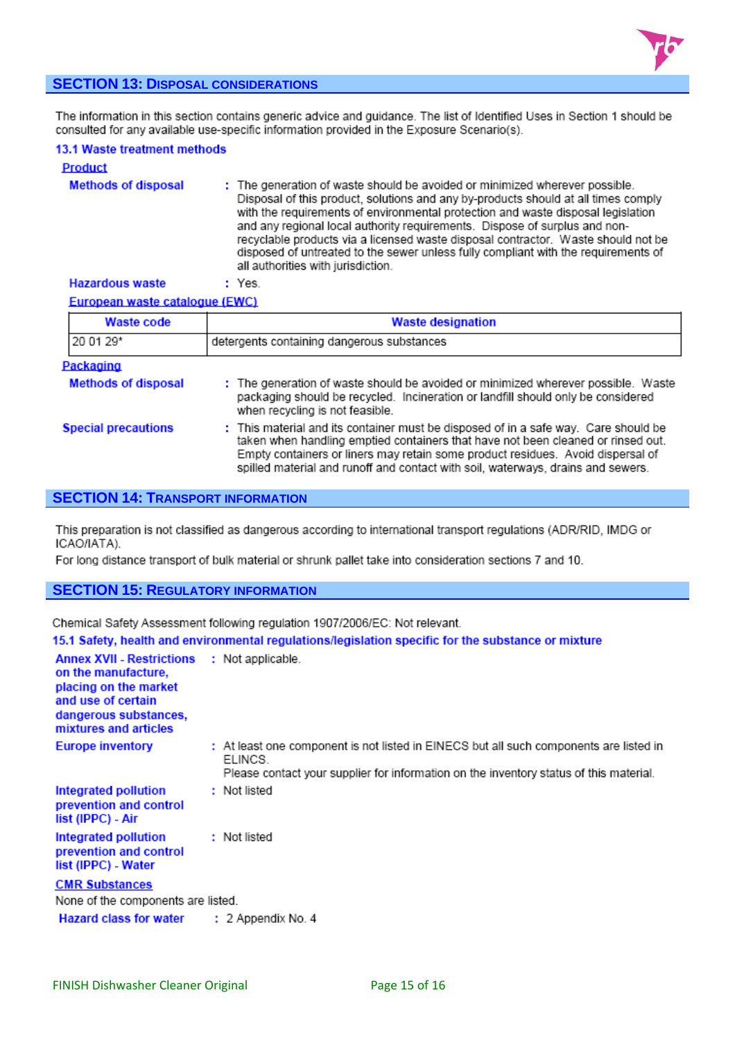## SECTION 13: DISPOSAL CONSIDERATIONS

The information in this section contains generic advice and guidance. The list of Identified Uses in Section 1 should be consulted for any available use-specific information provided in the Exposure Scenario(s).

### 13.1 Waste treatment methods

**Product**

**Methods of disposal** : The generation of waste should be avoided or minimized wherever possible. Disposal of this product, solutions and any by-products should at all times comply with the requirements of environmental protection and waste disposal legislation and any regional local authority requirements. Dispose of surplus and non-recyclable products via a licensed waste disposal contractor. Waste should not be disposed of untreated to the sewer unless fully compliant with the requirements of all authorities with jurisdiction.

**Hazardous waste** : Yes.

**European waste catalogue (EWC)**

| Waste code | Waste designation |
|---|---|
| 20 01 29* | detergents containing dangerous substances |

**Packaging**

**Methods of disposal** : The generation of waste should be avoided or minimized wherever possible. Waste packaging should be recycled. Incineration or landfill should only be considered when recycling is not feasible.

**Special precautions** : This material and its container must be disposed of in a safe way. Care should be taken when handling emptied containers that have not been cleaned or rinsed out. Empty containers or liners may retain some product residues. Avoid dispersal of spilled material and runoff and contact with soil, waterways, drains and sewers.

## SECTION 14: TRANSPORT INFORMATION

This preparation is not classified as dangerous according to international transport regulations (ADR/RID, IMDG or ICAO/IATA).
For long distance transport of bulk material or shrunk pallet take into consideration sections 7 and 10.

## SECTION 15: REGULATORY INFORMATION

Chemical Safety Assessment following regulation 1907/2006/EC: Not relevant.

### 15.1 Safety, health and environmental regulations/legislation specific for the substance or mixture

**Annex XVII - Restrictions on the manufacture, placing on the market and use of certain dangerous substances, mixtures and articles** : Not applicable.

**Europe inventory** : At least one component is not listed in EINECS but all such components are listed in ELINCS.
Please contact your supplier for information on the inventory status of this material.

**Integrated pollution prevention and control list (IPPC) - Air** : Not listed

**Integrated pollution prevention and control list (IPPC) - Water** : Not listed

**CMR Substances**

None of the components are listed.

**Hazard class for water** : 2 Appendix No. 4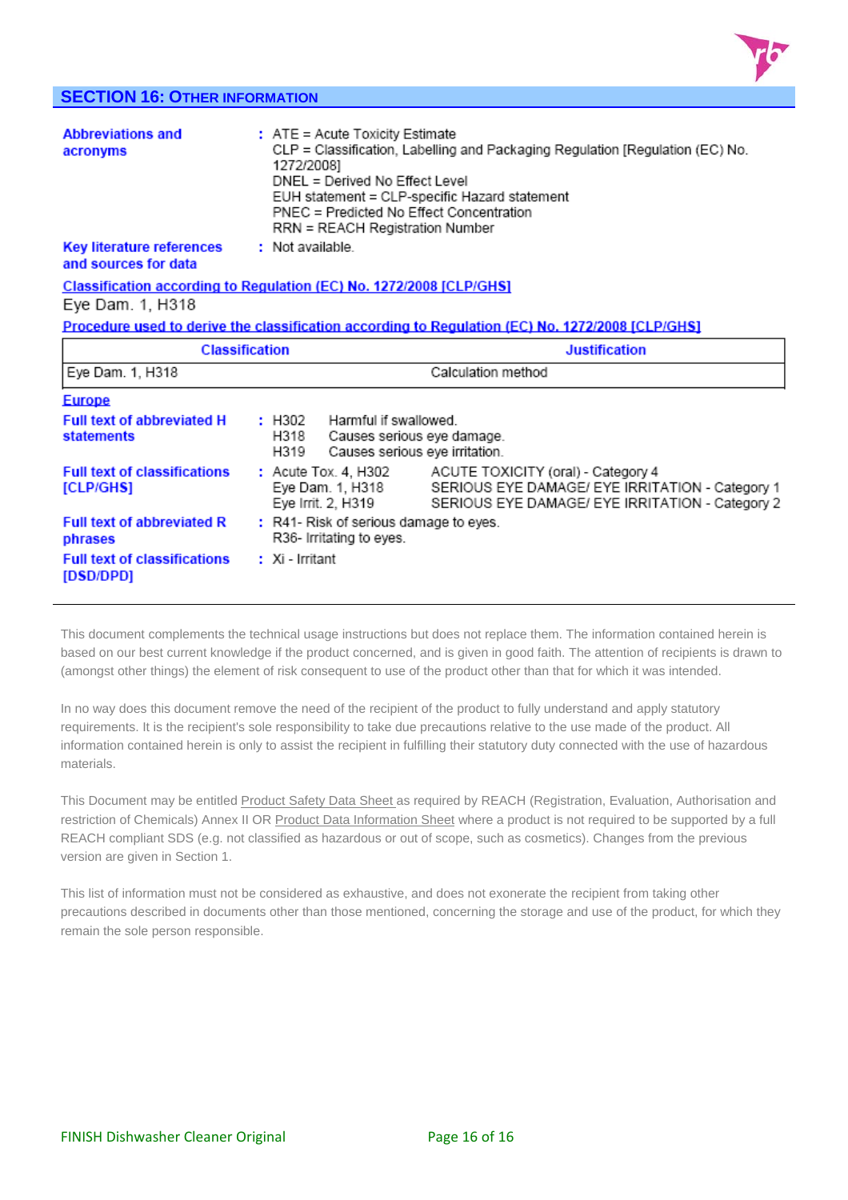## SECTION 16: Other information

**Abbreviations and acronyms** : ATE = Acute Toxicity Estimate
CLP = Classification, Labelling and Packaging Regulation [Regulation (EC) No. 1272/2008]
DNEL = Derived No Effect Level
EUH statement = CLP-specific Hazard statement
PNEC = Predicted No Effect Concentration
RRN = REACH Registration Number

**Key literature references and sources for data** : Not available.

**Classification according to Regulation (EC) No. 1272/2008 [CLP/GHS]**

Eye Dam. 1, H318

**Procedure used to derive the classification according to Regulation (EC) No. 1272/2008 [CLP/GHS]**

| Classification | Justification |
| --- | --- |
| Eye Dam. 1, H318 | Calculation method |

**Europe**

**Full text of abbreviated H statements** :
H302 Harmful if swallowed.
H318 Causes serious eye damage.
H319 Causes serious eye irritation.

**Full text of classifications [CLP/GHS]** :
Acute Tox. 4, H302 ACUTE TOXICITY (oral) - Category 4
Eye Dam. 1, H318 SERIOUS EYE DAMAGE/ EYE IRRITATION - Category 1
Eye Irrit. 2, H319 SERIOUS EYE DAMAGE/ EYE IRRITATION - Category 2

**Full text of abbreviated R phrases** : R41- Risk of serious damage to eyes.
R36- Irritating to eyes.

**Full text of classifications [DSD/DPD]** : Xi - Irritant

---

This document complements the technical usage instructions but does not replace them. The information contained herein is based on our best current knowledge if the product concerned, and is given in good faith. The attention of recipients is drawn to (amongst other things) the element of risk consequent to use of the product other than that for which it was intended.

In no way does this document remove the need of the recipient of the product to fully understand and apply statutory requirements. It is the recipient's sole responsibility to take due precautions relative to the use made of the product. All information contained herein is only to assist the recipient in fulfilling their statutory duty connected with the use of hazardous materials.

This Document may be entitled Product Safety Data Sheet as required by REACH (Registration, Evaluation, Authorisation and restriction of Chemicals) Annex II OR Product Data Information Sheet where a product is not required to be supported by a full REACH compliant SDS (e.g. not classified as hazardous or out of scope, such as cosmetics). Changes from the previous version are given in Section 1.

This list of information must not be considered as exhaustive, and does not exonerate the recipient from taking other precautions described in documents other than those mentioned, concerning the storage and use of the product, for which they remain the sole person responsible.